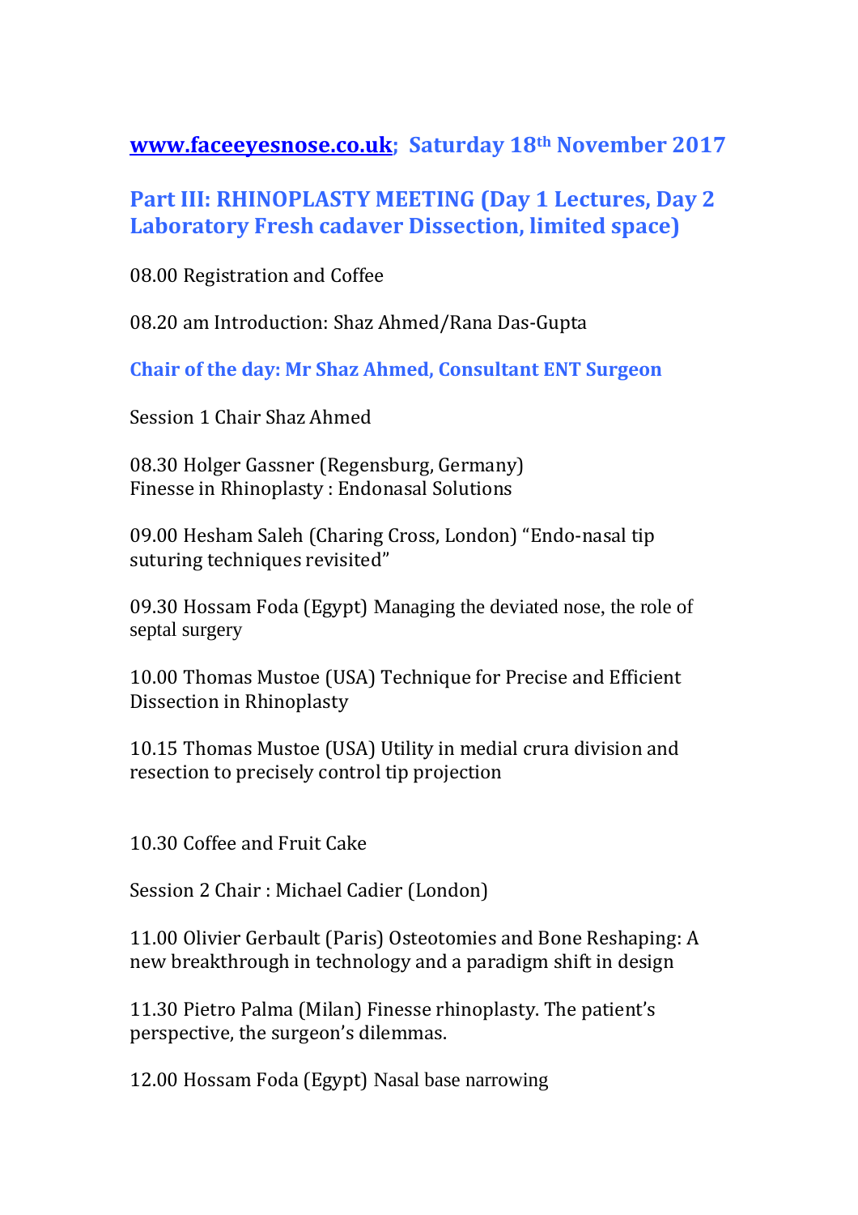## [www.faceeyesnose.co.uk](http://www.faceeyesnose.co.uk); Saturday 18th November 2017

## Part III: RHINOPLASTY MEETING (Day 1 Lectures, Day 2 Laboratory Fresh cadaver Dissection, limited space)

08.00 Registration and Coffee

08.20 am Introduction: Shaz Ahmed/Rana Das-Gupta

### Chair of the day: Mr Shaz Ahmed, Consultant ENT Surgeon

Session 1 Chair Shaz Ahmed

08.30 Holger Gassner (Regensburg, Germany)
Finesse in Rhinoplasty : Endonasal Solutions

09.00 Hesham Saleh (Charing Cross, London) "Endo-nasal tip suturing techniques revisited"

09.30 Hossam Foda (Egypt) Managing the deviated nose, the role of septal surgery

10.00 Thomas Mustoe (USA) Technique for Precise and Efficient Dissection in Rhinoplasty

10.15 Thomas Mustoe (USA) Utility in medial crura division and resection to precisely control tip projection

10.30 Coffee and Fruit Cake

Session 2 Chair : Michael Cadier (London)

11.00 Olivier Gerbault (Paris) Osteotomies and Bone Reshaping: A new breakthrough in technology and a paradigm shift in design

11.30 Pietro Palma (Milan) Finesse rhinoplasty. The patient's perspective, the surgeon's dilemmas.

12.00 Hossam Foda (Egypt) Nasal base narrowing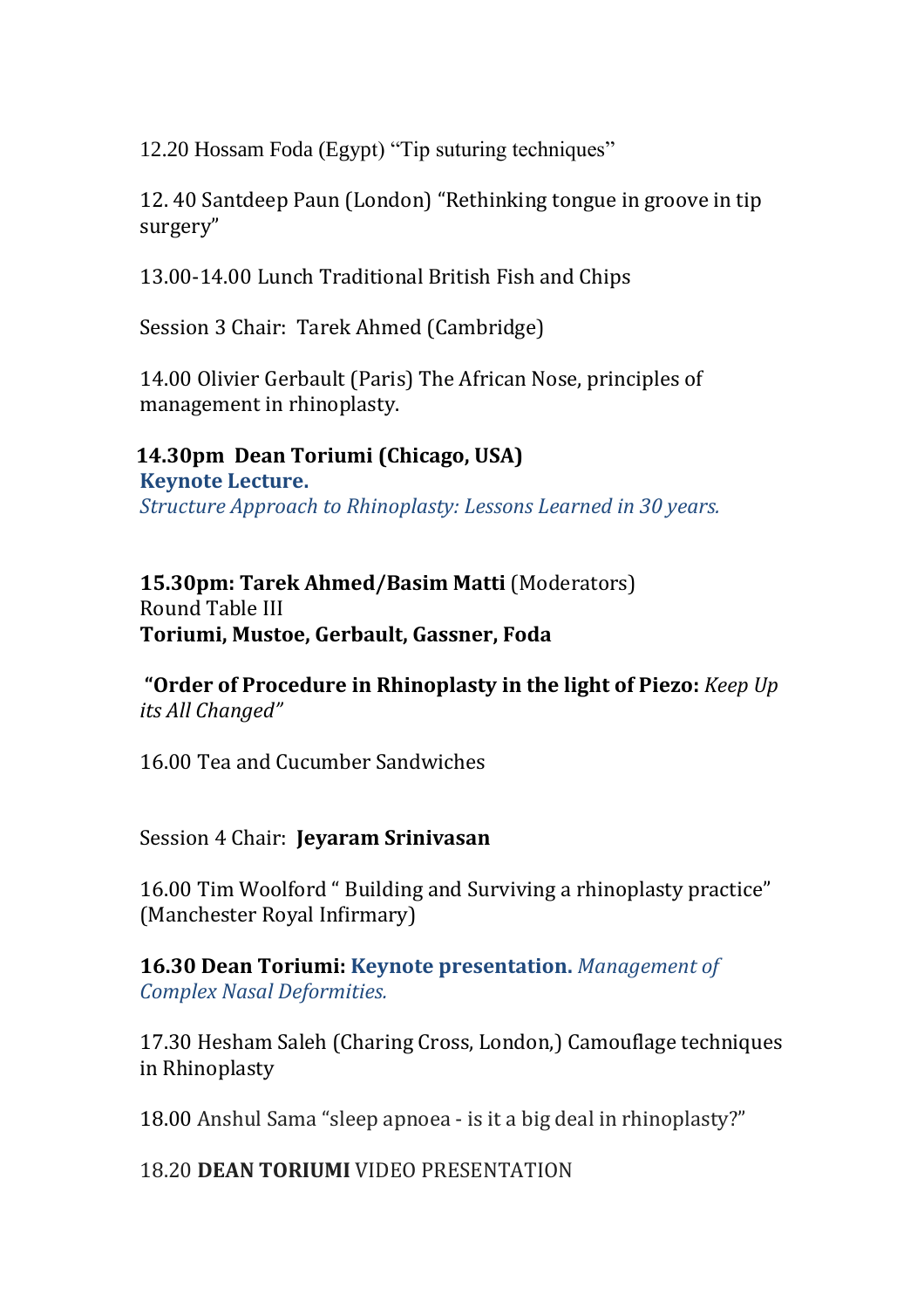12.20 Hossam Foda (Egypt) “Tip suturing techniques”

12. 40 Santdeep Paun (London) “Rethinking tongue in groove in tip surgery”

13.00-14.00 Lunch Traditional British Fish and Chips

Session 3 Chair: Tarek Ahmed (Cambridge)

14.00 Olivier Gerbault (Paris) The African Nose, principles of management in rhinoplasty.

**14.30pm Dean Toriumi (Chicago, USA)**
**Keynote Lecture.**
*Structure Approach to Rhinoplasty: Lessons Learned in 30 years.*

**15.30pm: Tarek Ahmed/Basim Matti** (Moderators)
Round Table III
**Toriumi, Mustoe, Gerbault, Gassner, Foda**

**“Order of Procedure in Rhinoplasty in the light of Piezo:** *Keep Up its All Changed”*

16.00 Tea and Cucumber Sandwiches

Session 4 Chair: **Jeyaram Srinivasan**

16.00 Tim Woolford “ Building and Surviving a rhinoplasty practice” (Manchester Royal Infirmary)

**16.30 Dean Toriumi: Keynote presentation.** *Management of Complex Nasal Deformities.*

17.30 Hesham Saleh (Charing Cross, London,) Camouflage techniques in Rhinoplasty

18.00 Anshul Sama “sleep apnoea - is it a big deal in rhinoplasty?”

18.20 **DEAN TORIUMI** VIDEO PRESENTATION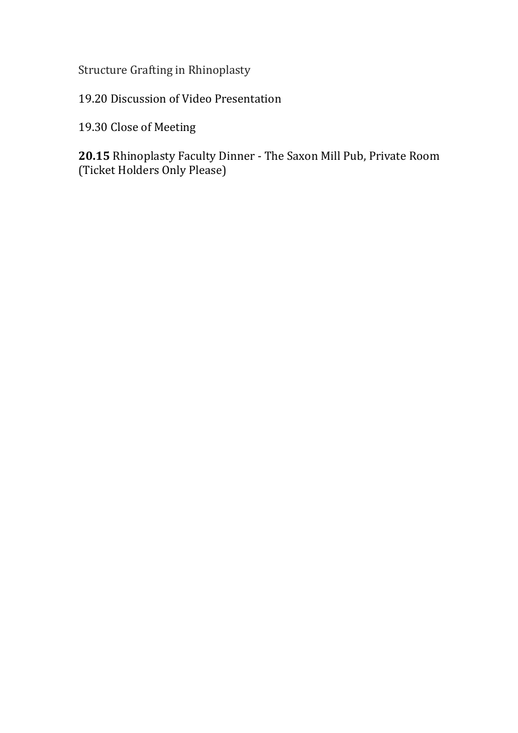Structure Grafting in Rhinoplasty

19.20 Discussion of Video Presentation

19.30 Close of Meeting

**20.15** Rhinoplasty Faculty Dinner - The Saxon Mill Pub, Private Room (Ticket Holders Only Please)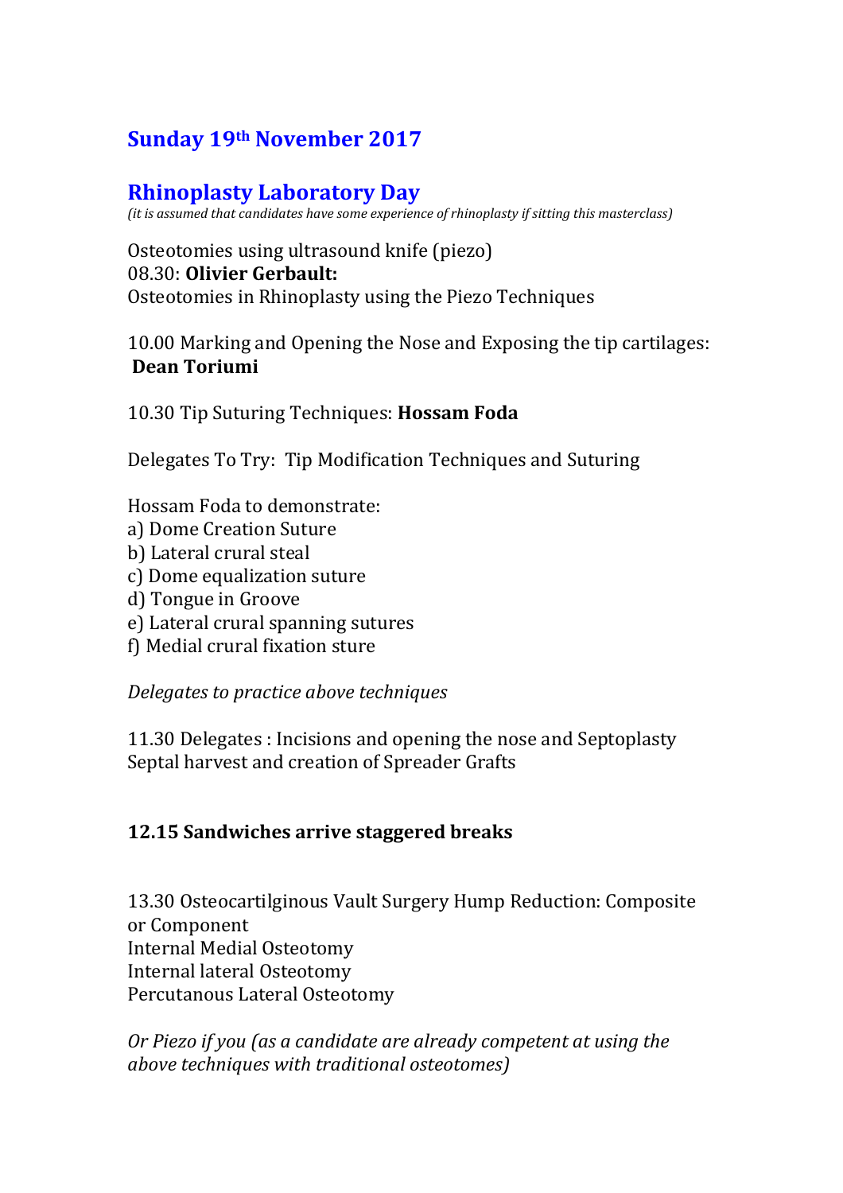## Sunday 19th November 2017

## Rhinoplasty Laboratory Day

*(it is assumed that candidates have some experience of rhinoplasty if sitting this masterclass)*

Osteotomies using ultrasound knife (piezo)
08.30: **Olivier Gerbault:**
Osteotomies in Rhinoplasty using the Piezo Techniques

10.00 Marking and Opening the Nose and Exposing the tip cartilages:
**Dean Toriumi**

10.30 Tip Suturing Techniques: **Hossam Foda**

Delegates To Try: Tip Modification Techniques and Suturing

Hossam Foda to demonstrate:
a) Dome Creation Suture
b) Lateral crural steal
c) Dome equalization suture
d) Tongue in Groove
e) Lateral crural spanning sutures
f) Medial crural fixation sture

*Delegates to practice above techniques*

11.30 Delegates : Incisions and opening the nose and Septoplasty
Septal harvest and creation of Spreader Grafts

**12.15 Sandwiches arrive staggered breaks**

13.30 Osteocartilginous Vault Surgery Hump Reduction: Composite or Component
Internal Medial Osteotomy
Internal lateral Osteotomy
Percutanous Lateral Osteotomy

*Or Piezo if you (as a candidate are already competent at using the above techniques with traditional osteotomes)*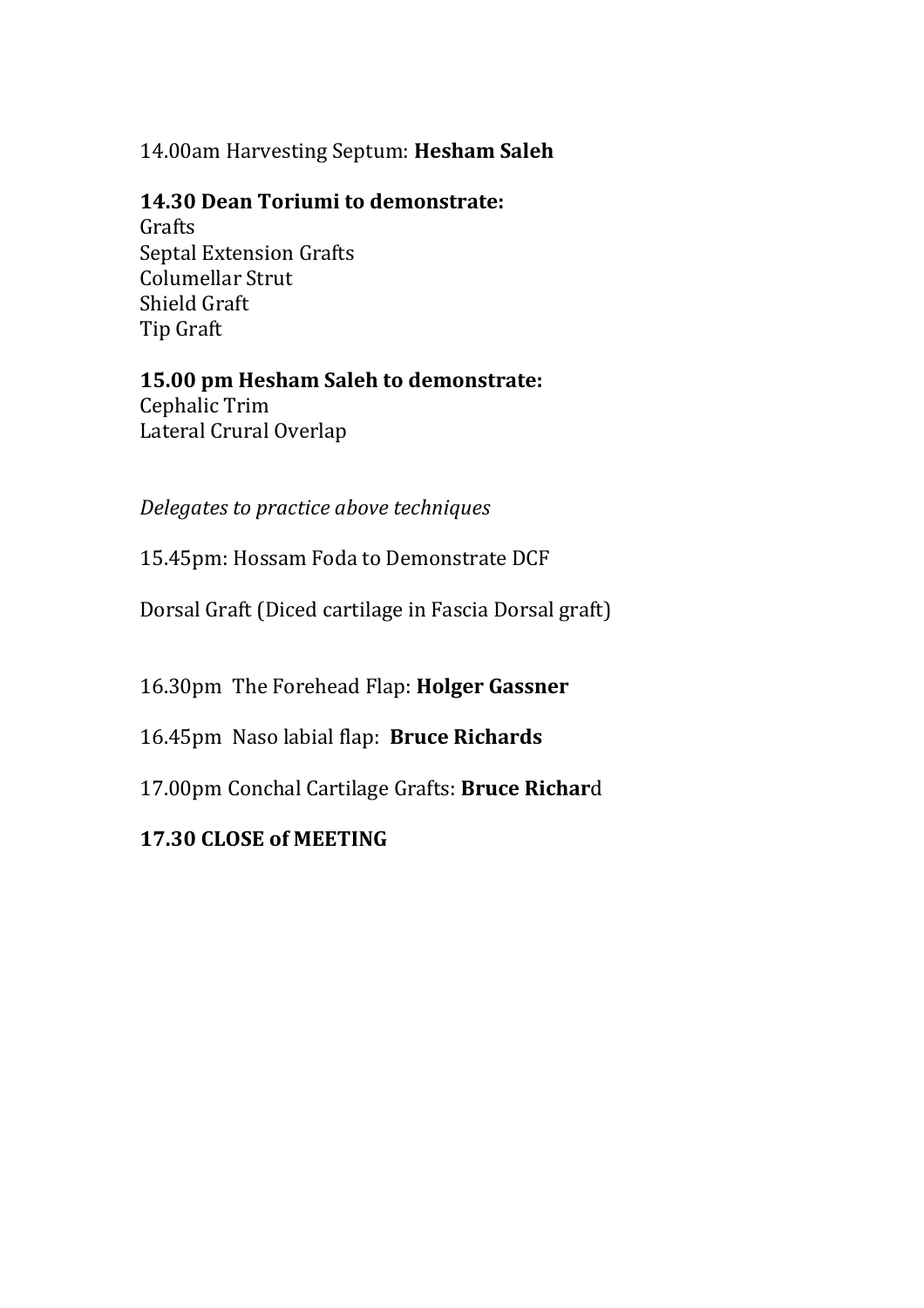14.00am Harvesting Septum: **Hesham Saleh**

**14.30 Dean Toriumi to demonstrate:**
Grafts
Septal Extension Grafts
Columellar Strut
Shield Graft
Tip Graft

**15.00 pm Hesham Saleh to demonstrate:**
Cephalic Trim
Lateral Crural Overlap

*Delegates to practice above techniques*

15.45pm: Hossam Foda to Demonstrate DCF

Dorsal Graft (Diced cartilage in Fascia Dorsal graft)

16.30pm The Forehead Flap: **Holger Gassner**

16.45pm Naso labial flap: **Bruce Richards**

17.00pm Conchal Cartilage Grafts: **Bruce Richar**d

**17.30 CLOSE of MEETING**